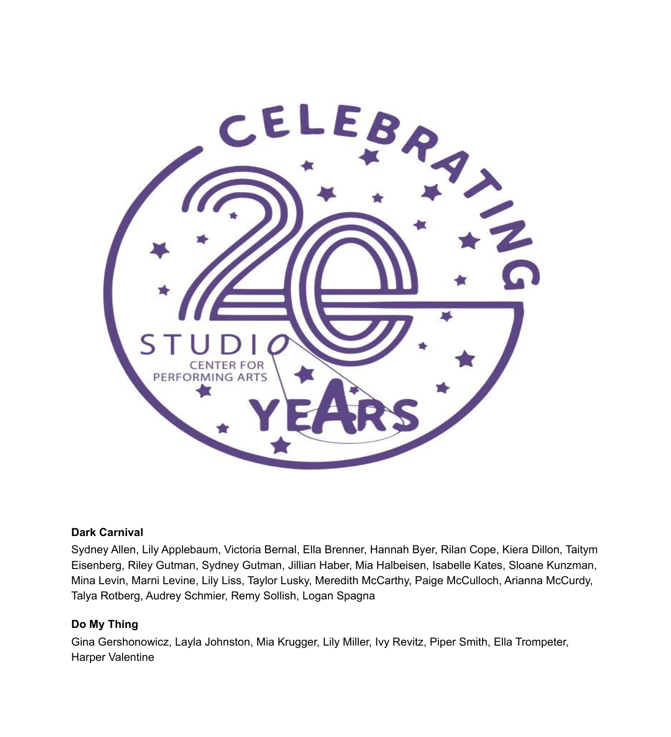CELEBRATING 20 YEARS

STUDIO CENTER FOR PERFORMING ARTS

**Dark Carnival**

Sydney Allen, Lily Applebaum, Victoria Bernal, Ella Brenner, Hannah Byer, Rilan Cope, Kiera Dillon, Taitym Eisenberg, Riley Gutman, Sydney Gutman, Jillian Haber, Mia Halbeisen, Isabelle Kates, Sloane Kunzman, Mina Levin, Marni Levine, Lily Liss, Taylor Lusky, Meredith McCarthy, Paige McCulloch, Arianna McCurdy, Talya Rotberg, Audrey Schmier, Remy Sollish, Logan Spagna

**Do My Thing**

Gina Gershonowicz, Layla Johnston, Mia Krugger, Lily Miller, Ivy Revitz, Piper Smith, Ella Trompeter, Harper Valentine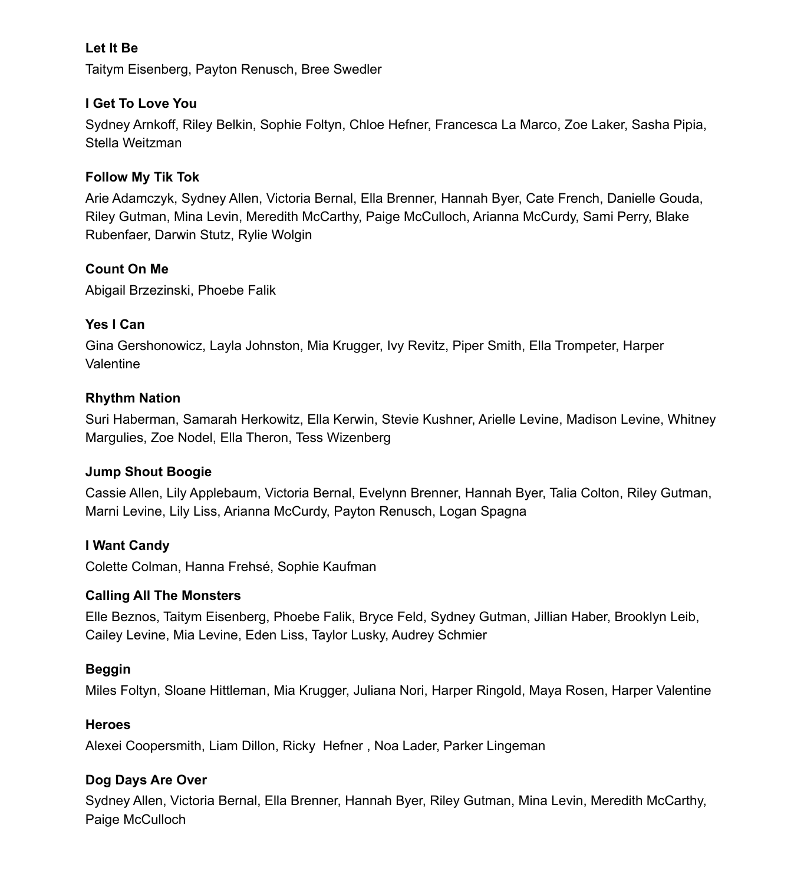**Let It Be**

Taitym Eisenberg, Payton Renusch, Bree Swedler

**I Get To Love You**

Sydney Arnkoff, Riley Belkin, Sophie Foltyn, Chloe Hefner, Francesca La Marco, Zoe Laker, Sasha Pipia, Stella Weitzman

**Follow My Tik Tok**

Arie Adamczyk, Sydney Allen, Victoria Bernal, Ella Brenner, Hannah Byer, Cate French, Danielle Gouda, Riley Gutman, Mina Levin, Meredith McCarthy, Paige McCulloch, Arianna McCurdy, Sami Perry, Blake Rubenfaer, Darwin Stutz, Rylie Wolgin

**Count On Me**

Abigail Brzezinski, Phoebe Falik

**Yes I Can**

Gina Gershonowicz, Layla Johnston, Mia Krugger, Ivy Revitz, Piper Smith, Ella Trompeter, Harper Valentine

**Rhythm Nation**

Suri Haberman, Samarah Herkowitz, Ella Kerwin, Stevie Kushner, Arielle Levine, Madison Levine, Whitney Margulies, Zoe Nodel, Ella Theron, Tess Wizenberg

**Jump Shout Boogie**

Cassie Allen, Lily Applebaum, Victoria Bernal, Evelynn Brenner, Hannah Byer, Talia Colton, Riley Gutman, Marni Levine, Lily Liss, Arianna McCurdy, Payton Renusch, Logan Spagna

**I Want Candy**

Colette Colman, Hanna Frehsé, Sophie Kaufman

**Calling All The Monsters**

Elle Beznos, Taitym Eisenberg, Phoebe Falik, Bryce Feld, Sydney Gutman, Jillian Haber, Brooklyn Leib, Cailey Levine, Mia Levine, Eden Liss, Taylor Lusky, Audrey Schmier

**Beggin**

Miles Foltyn, Sloane Hittleman, Mia Krugger, Juliana Nori, Harper Ringold, Maya Rosen, Harper Valentine

**Heroes**

Alexei Coopersmith, Liam Dillon, Ricky Hefner, Noa Lader, Parker Lingeman

**Dog Days Are Over**

Sydney Allen, Victoria Bernal, Ella Brenner, Hannah Byer, Riley Gutman, Mina Levin, Meredith McCarthy, Paige McCulloch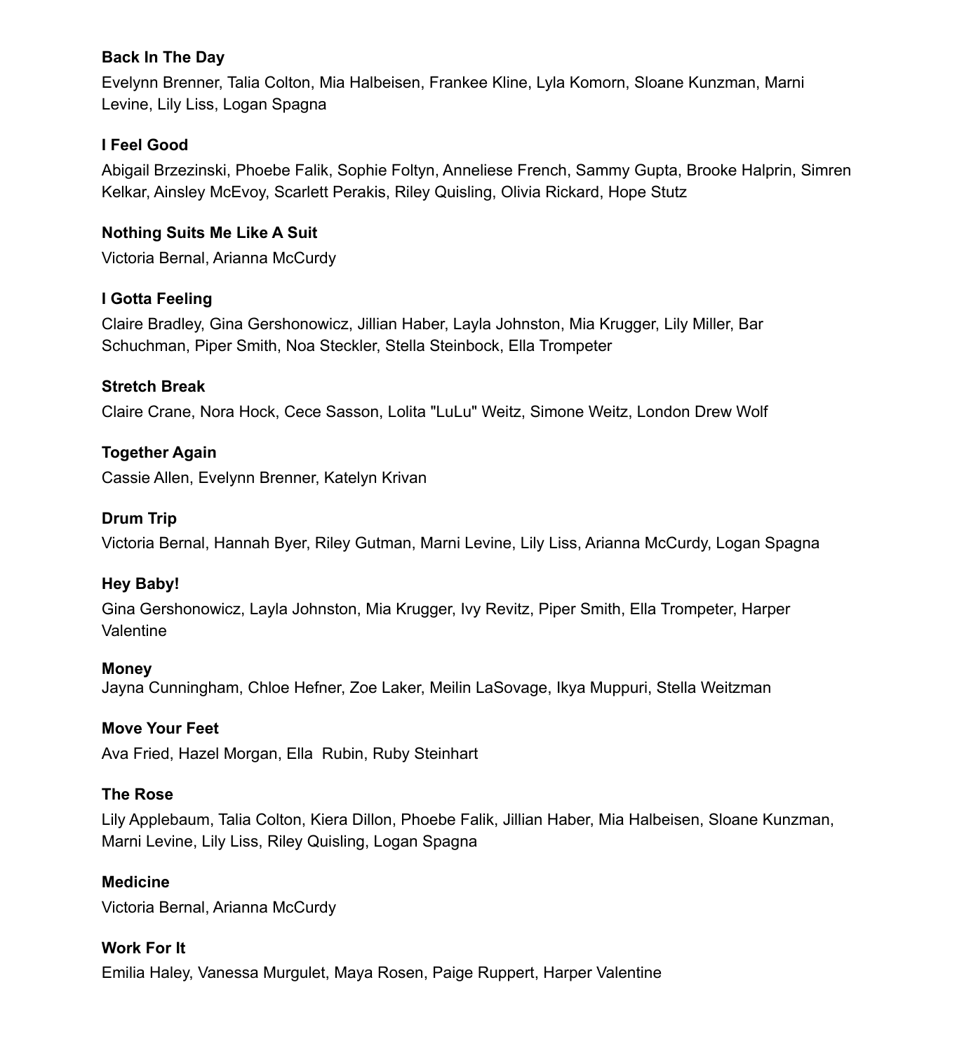**Back In The Day**

Evelynn Brenner, Talia Colton, Mia Halbeisen, Frankee Kline, Lyla Komorn, Sloane Kunzman, Marni Levine, Lily Liss, Logan Spagna

**I Feel Good**

Abigail Brzezinski, Phoebe Falik, Sophie Foltyn, Anneliese French, Sammy Gupta, Brooke Halprin, Simren Kelkar, Ainsley McEvoy, Scarlett Perakis, Riley Quisling, Olivia Rickard, Hope Stutz

**Nothing Suits Me Like A Suit**

Victoria Bernal, Arianna McCurdy

**I Gotta Feeling**

Claire Bradley, Gina Gershonowicz, Jillian Haber, Layla Johnston, Mia Krugger, Lily Miller, Bar Schuchman, Piper Smith, Noa Steckler, Stella Steinbock, Ella Trompeter

**Stretch Break**

Claire Crane, Nora Hock, Cece Sasson, Lolita "LuLu" Weitz, Simone Weitz, London Drew Wolf

**Together Again**

Cassie Allen, Evelynn Brenner, Katelyn Krivan

**Drum Trip**

Victoria Bernal, Hannah Byer, Riley Gutman, Marni Levine, Lily Liss, Arianna McCurdy, Logan Spagna

**Hey Baby!**

Gina Gershonowicz, Layla Johnston, Mia Krugger, Ivy Revitz, Piper Smith, Ella Trompeter, Harper Valentine

**Money**

Jayna Cunningham, Chloe Hefner, Zoe Laker, Meilin LaSovage, Ikya Muppuri, Stella Weitzman

**Move Your Feet**

Ava Fried, Hazel Morgan, Ella Rubin, Ruby Steinhart

**The Rose**

Lily Applebaum, Talia Colton, Kiera Dillon, Phoebe Falik, Jillian Haber, Mia Halbeisen, Sloane Kunzman, Marni Levine, Lily Liss, Riley Quisling, Logan Spagna

**Medicine**

Victoria Bernal, Arianna McCurdy

**Work For It**

Emilia Haley, Vanessa Murgulet, Maya Rosen, Paige Ruppert, Harper Valentine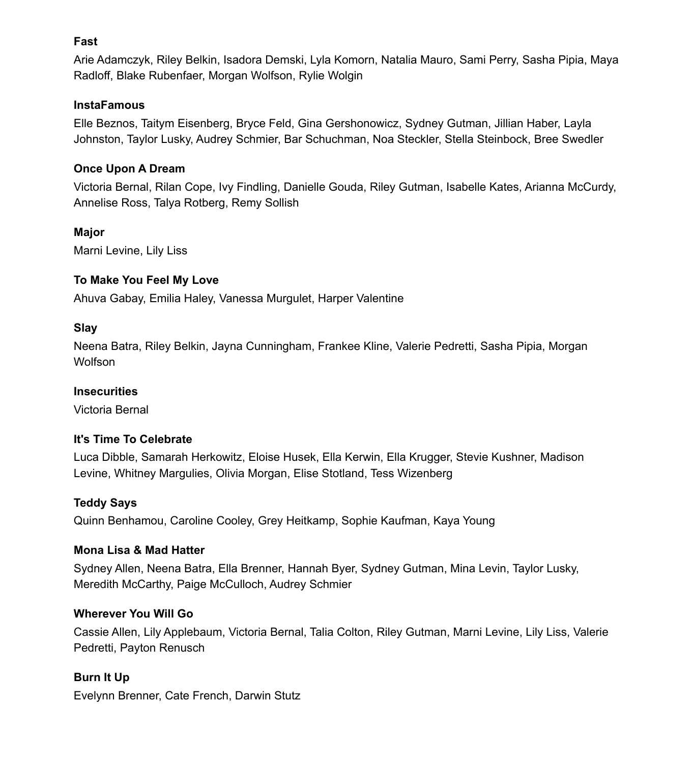**Fast**

Arie Adamczyk, Riley Belkin, Isadora Demski, Lyla Komorn, Natalia Mauro, Sami Perry, Sasha Pipia, Maya Radloff, Blake Rubenfaer, Morgan Wolfson, Rylie Wolgin

**InstaFamous**

Elle Beznos, Taitym Eisenberg, Bryce Feld, Gina Gershonowicz, Sydney Gutman, Jillian Haber, Layla Johnston, Taylor Lusky, Audrey Schmier, Bar Schuchman, Noa Steckler, Stella Steinbock, Bree Swedler

**Once Upon A Dream**

Victoria Bernal, Rilan Cope, Ivy Findling, Danielle Gouda, Riley Gutman, Isabelle Kates, Arianna McCurdy, Annelise Ross, Talya Rotberg, Remy Sollish

**Major**

Marni Levine, Lily Liss

**To Make You Feel My Love**

Ahuva Gabay, Emilia Haley, Vanessa Murgulet, Harper Valentine

**Slay**

Neena Batra, Riley Belkin, Jayna Cunningham, Frankee Kline, Valerie Pedretti, Sasha Pipia, Morgan Wolfson

**Insecurities**

Victoria Bernal

**It's Time To Celebrate**

Luca Dibble, Samarah Herkowitz, Eloise Husek, Ella Kerwin, Ella Krugger, Stevie Kushner, Madison Levine, Whitney Margulies, Olivia Morgan, Elise Stotland, Tess Wizenberg

**Teddy Says**

Quinn Benhamou, Caroline Cooley, Grey Heitkamp, Sophie Kaufman, Kaya Young

**Mona Lisa & Mad Hatter**

Sydney Allen, Neena Batra, Ella Brenner, Hannah Byer, Sydney Gutman, Mina Levin, Taylor Lusky, Meredith McCarthy, Paige McCulloch, Audrey Schmier

**Wherever You Will Go**

Cassie Allen, Lily Applebaum, Victoria Bernal, Talia Colton, Riley Gutman, Marni Levine, Lily Liss, Valerie Pedretti, Payton Renusch

**Burn It Up**

Evelynn Brenner, Cate French, Darwin Stutz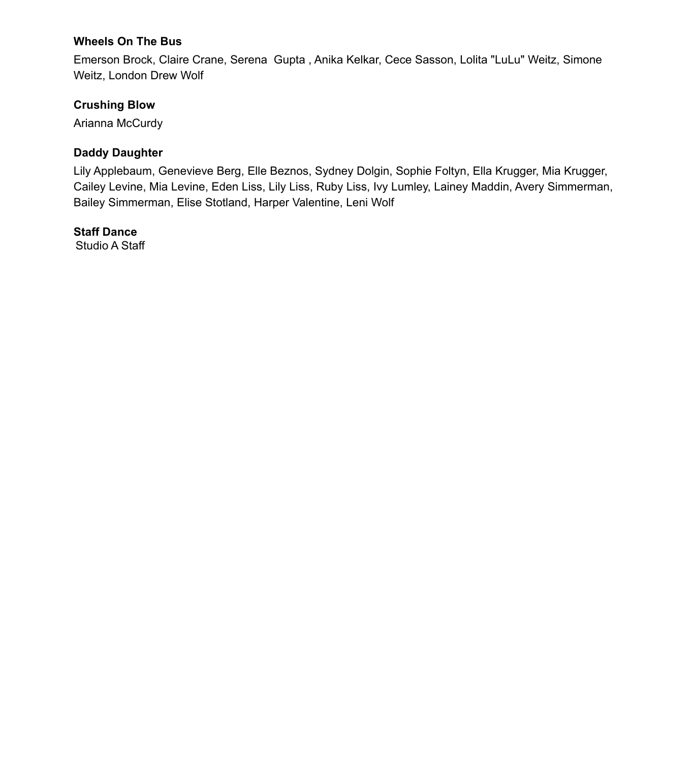**Wheels On The Bus**

Emerson Brock, Claire Crane, Serena Gupta , Anika Kelkar, Cece Sasson, Lolita "LuLu" Weitz, Simone Weitz, London Drew Wolf

**Crushing Blow**

Arianna McCurdy

**Daddy Daughter**

Lily Applebaum, Genevieve Berg, Elle Beznos, Sydney Dolgin, Sophie Foltyn, Ella Krugger, Mia Krugger, Cailey Levine, Mia Levine, Eden Liss, Lily Liss, Ruby Liss, Ivy Lumley, Lainey Maddin, Avery Simmerman, Bailey Simmerman, Elise Stotland, Harper Valentine, Leni Wolf

**Staff Dance**

Studio A Staff